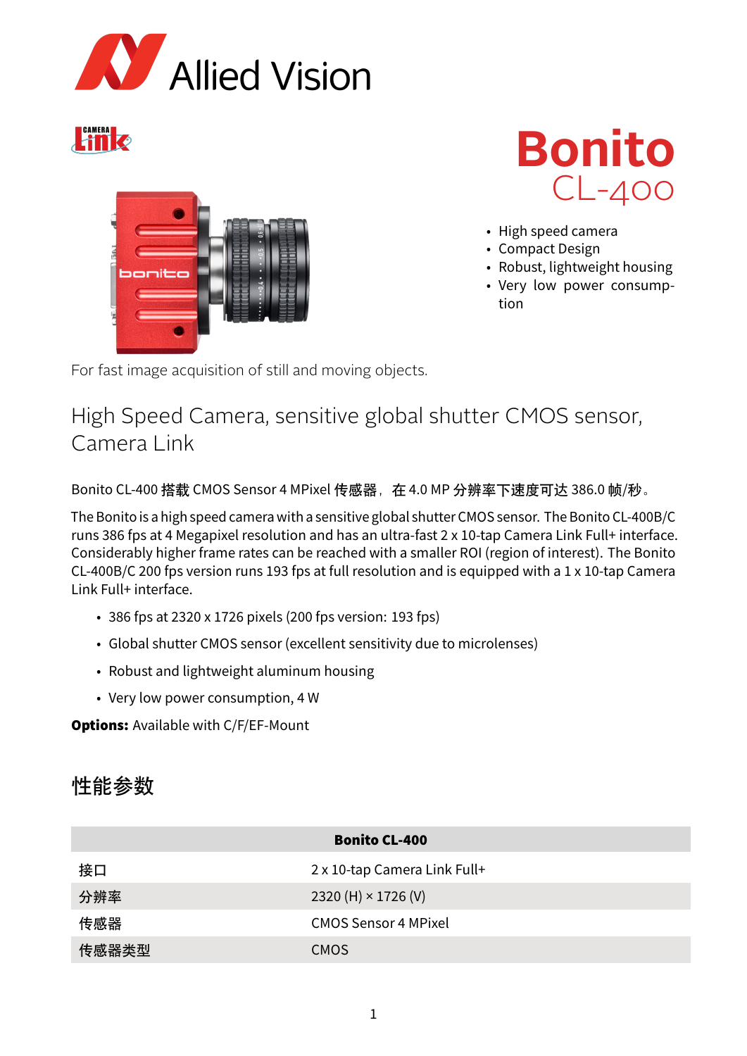# Bonito

## CL-400

- High speed camera
- Compact Design
- Robust, lightweight housing
- Very low power consumption

For fast image acquisition of still and moving objects.

## High Speed Camera, sensitive global shutter CMOS sensor, Camera Link

Bonito CL-400 搭载 CMOS Sensor 4 MPixel 传感器，在 4.0 MP 分辨率下速度可达 386.0 帧/秒。

The Bonito is a high speed camera with a sensitive global shutter CMOS sensor. The Bonito CL-400B/C runs 386 fps at 4 Megapixel resolution and has an ultra-fast 2 x 10-tap Camera Link Full+ interface. Considerably higher frame rates can be reached with a smaller ROI (region of interest). The Bonito CL-400B/C 200 fps version runs 193 fps at full resolution and is equipped with a 1 x 10-tap Camera Link Full+ interface.

- 386 fps at 2320 x 1726 pixels (200 fps version: 193 fps)
- Global shutter CMOS sensor (excellent sensitivity due to microlenses)
- Robust and lightweight aluminum housing
- Very low power consumption, 4 W

**Options:** Available with C/F/EF-Mount

## 性能参数

| | Bonito CL-400 |
|---|---|
| 接口 | 2 x 10-tap Camera Link Full+ |
| 分辨率 | 2320 (H) × 1726 (V) |
| 传感器 | CMOS Sensor 4 MPixel |
| 传感器类型 | CMOS |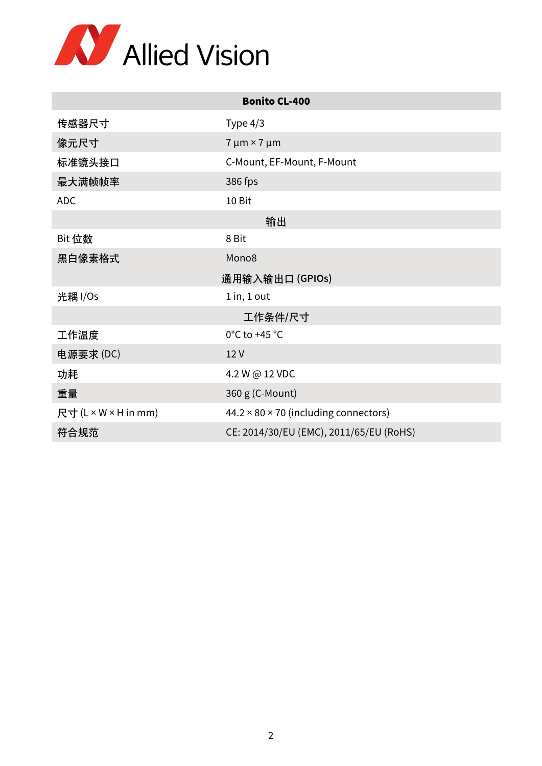| Bonito CL-400 | |
|---|---|
| 传感器尺寸 | Type 4/3 |
| 像元尺寸 | 7 µm × 7 µm |
| 标准镜头接口 | C-Mount, EF-Mount, F-Mount |
| 最大满帧帧率 | 386 fps |
| ADC | 10 Bit |
| **输出** | |
| Bit 位数 | 8 Bit |
| 黑白像素格式 | Mono8 |
| **通用输入输出口 (GPIOs)** | |
| 光耦 I/Os | 1 in, 1 out |
| **工作条件/尺寸** | |
| 工作温度 | 0°C to +45 °C |
| 电源要求 (DC) | 12 V |
| 功耗 | 4.2 W @ 12 VDC |
| 重量 | 360 g (C-Mount) |
| 尺寸 (L × W × H in mm) | 44.2 × 80 × 70 (including connectors) |
| 符合规范 | CE: 2014/30/EU (EMC), 2011/65/EU (RoHS) |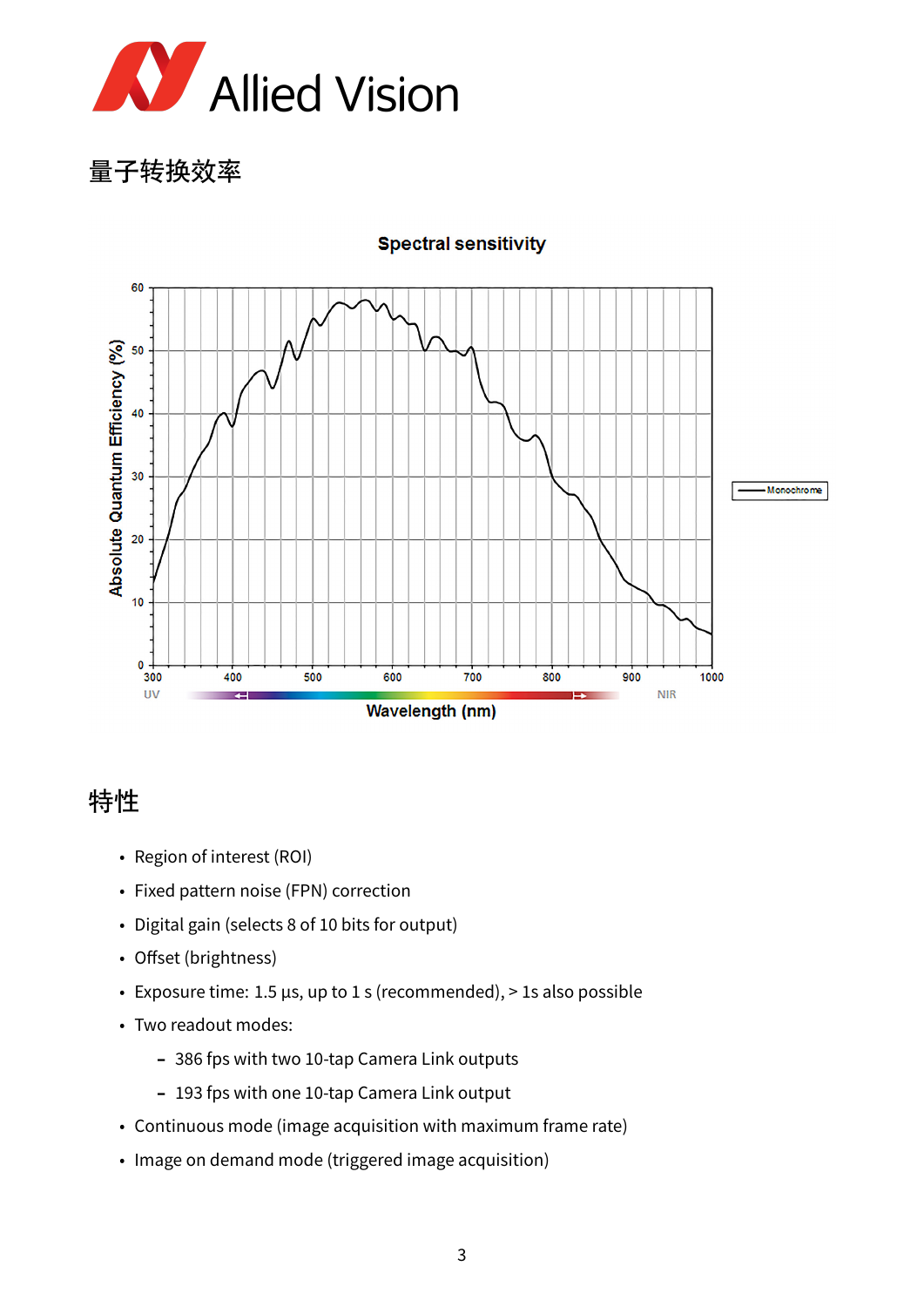## 量子转换效率

Spectral sensitivity

Absolute Quantum Efficiency (%)

Wavelength (nm)

Monochrome

## 特性

- Region of interest (ROI)
- Fixed pattern noise (FPN) correction
- Digital gain (selects 8 of 10 bits for output)
- Offset (brightness)
- Exposure time: 1.5 µs, up to 1 s (recommended), > 1s also possible
- Two readout modes:
  - 386 fps with two 10-tap Camera Link outputs
  - 193 fps with one 10-tap Camera Link output
- Continuous mode (image acquisition with maximum frame rate)
- Image on demand mode (triggered image acquisition)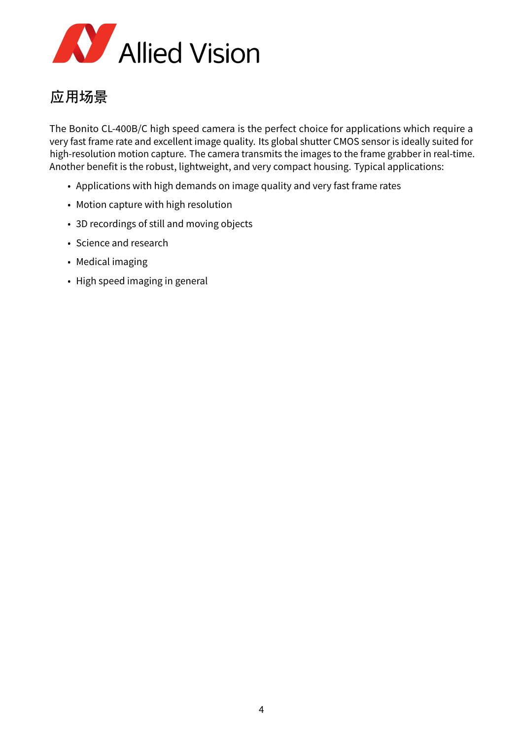## 应用场景

The Bonito CL-400B/C high speed camera is the perfect choice for applications which require a very fast frame rate and excellent image quality. Its global shutter CMOS sensor is ideally suited for high-resolution motion capture. The camera transmits the images to the frame grabber in real-time. Another benefit is the robust, lightweight, and very compact housing. Typical applications:

- Applications with high demands on image quality and very fast frame rates
- Motion capture with high resolution
- 3D recordings of still and moving objects
- Science and research
- Medical imaging
- High speed imaging in general